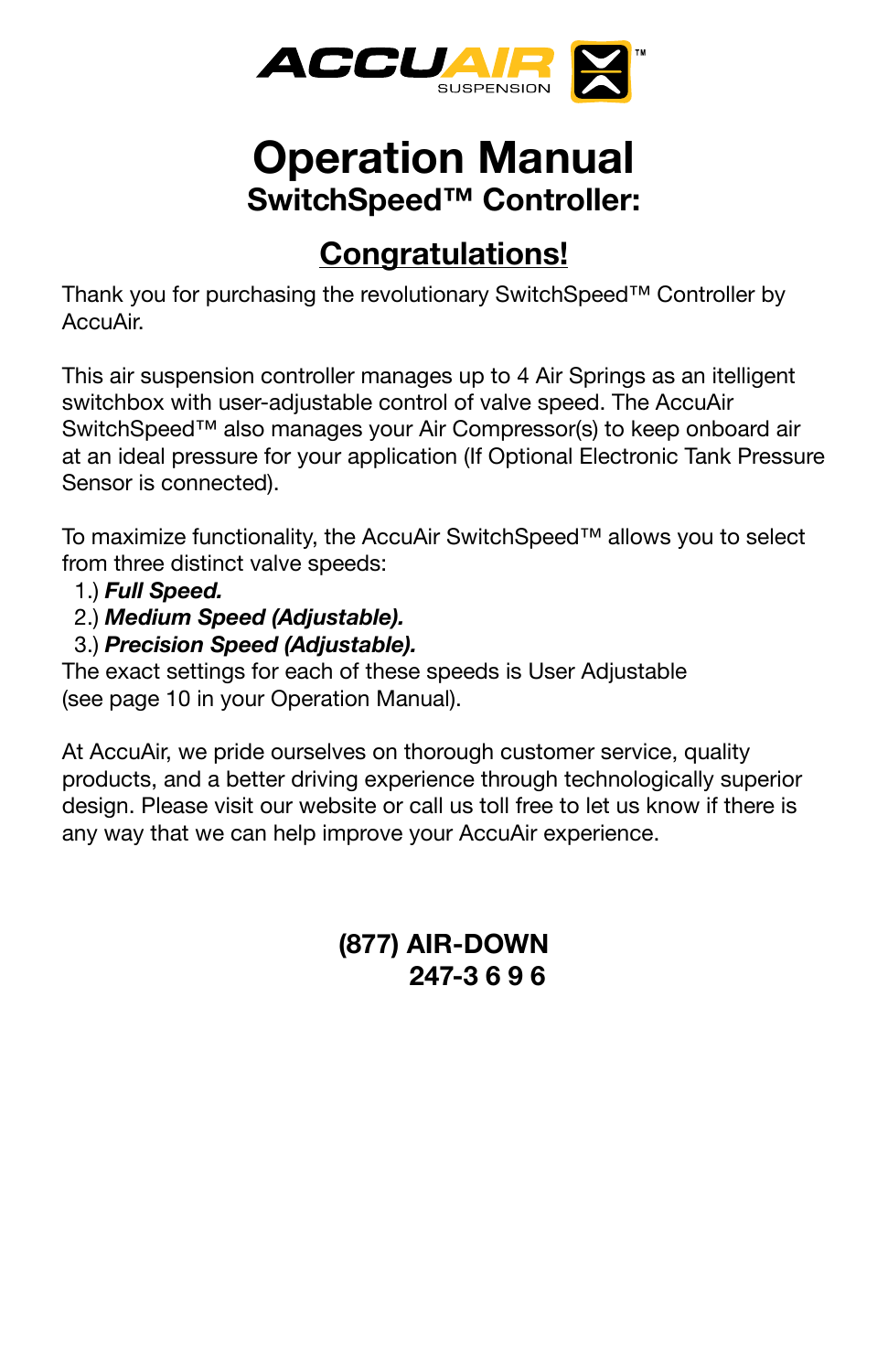ACCUAIR SUSPENSION™

# Operation Manual

## SwitchSpeed™ Controller:

## Congratulations!

Thank you for purchasing the revolutionary SwitchSpeed™ Controller by AccuAir.

This air suspension controller manages up to 4 Air Springs as an itelligent switchbox with user-adjustable control of valve speed. The AccuAir SwitchSpeed™ also manages your Air Compressor(s) to keep onboard air at an ideal pressure for your application (If Optional Electronic Tank Pressure Sensor is connected).

To maximize functionality, the AccuAir SwitchSpeed™ allows you to select from three distinct valve speeds:

1.) ***Full Speed.***
2.) ***Medium Speed (Adjustable).***
3.) ***Precision Speed (Adjustable).***

The exact settings for each of these speeds is User Adjustable (see page 10 in your Operation Manual).

At AccuAir, we pride ourselves on thorough customer service, quality products, and a better driving experience through technologically superior design. Please visit our website or call us toll free to let us know if there is any way that we can help improve your AccuAir experience.

**(877) AIR-DOWN**
**247-3 6 9 6**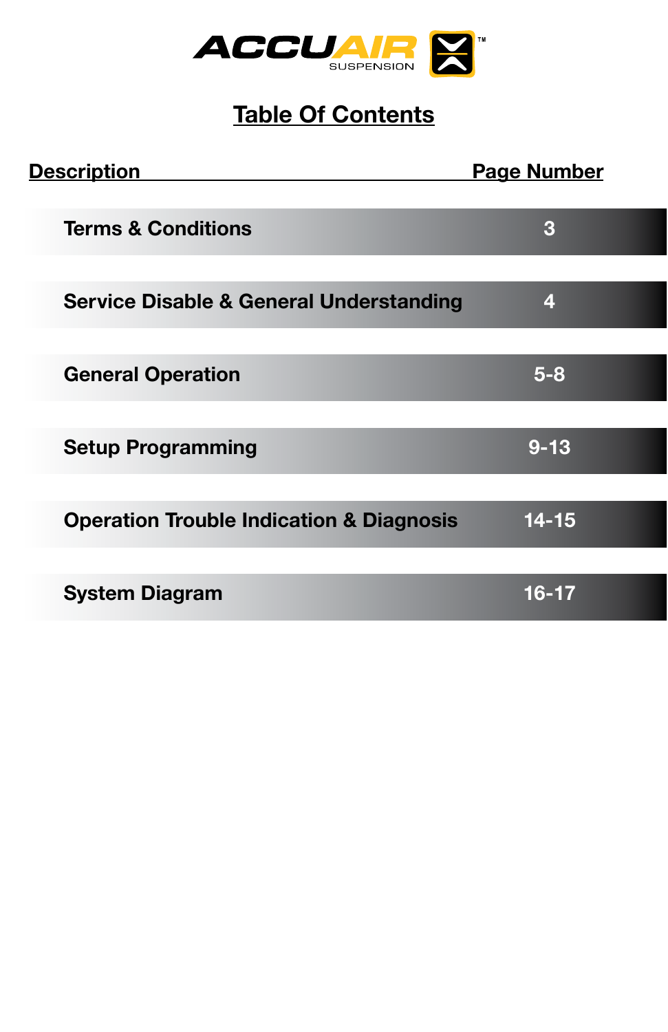ACCUAIR SUSPENSION

# Table Of Contents

| Description | Page Number |
|---|---|
| Terms & Conditions | 3 |
| Service Disable & General Understanding | 4 |
| General Operation | 5-8 |
| Setup Programming | 9-13 |
| Operation Trouble Indication & Diagnosis | 14-15 |
| System Diagram | 16-17 |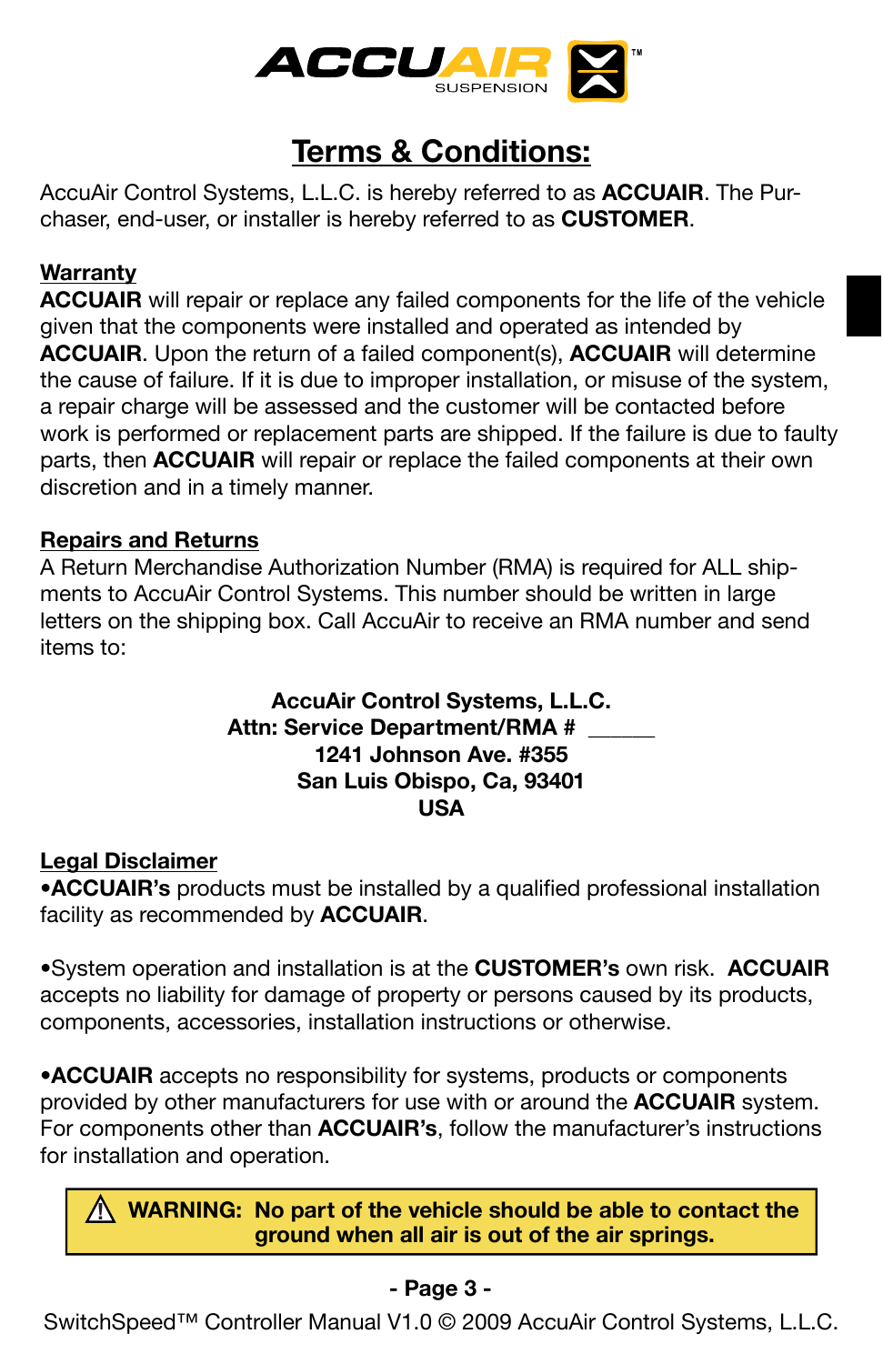# Terms & Conditions:

AccuAir Control Systems, L.L.C. is hereby referred to as **ACCUAIR**. The Purchaser, end-user, or installer is hereby referred to as **CUSTOMER**.

## Warranty

**ACCUAIR** will repair or replace any failed components for the life of the vehicle given that the components were installed and operated as intended by **ACCUAIR**. Upon the return of a failed component(s), **ACCUAIR** will determine the cause of failure. If it is due to improper installation, or misuse of the system, a repair charge will be assessed and the customer will be contacted before work is performed or replacement parts are shipped. If the failure is due to faulty parts, then **ACCUAIR** will repair or replace the failed components at their own discretion and in a timely manner.

## Repairs and Returns

A Return Merchandise Authorization Number (RMA) is required for ALL shipments to AccuAir Control Systems. This number should be written in large letters on the shipping box. Call AccuAir to receive an RMA number and send items to:

**AccuAir Control Systems, L.L.C.**
**Attn: Service Department/RMA # ______**
**1241 Johnson Ave. #355**
**San Luis Obispo, Ca, 93401**
**USA**

## Legal Disclaimer

•**ACCUAIR's** products must be installed by a qualified professional installation facility as recommended by **ACCUAIR**.

•System operation and installation is at the **CUSTOMER's** own risk. **ACCUAIR** accepts no liability for damage of property or persons caused by its products, components, accessories, installation instructions or otherwise.

•**ACCUAIR** accepts no responsibility for systems, products or components provided by other manufacturers for use with or around the **ACCUAIR** system. For components other than **ACCUAIR's**, follow the manufacturer's instructions for installation and operation.

> ⚠ **WARNING: No part of the vehicle should be able to contact the ground when all air is out of the air springs.**

SwitchSpeed™ Controller Manual V1.0 © 2009 AccuAir Control Systems, L.L.C.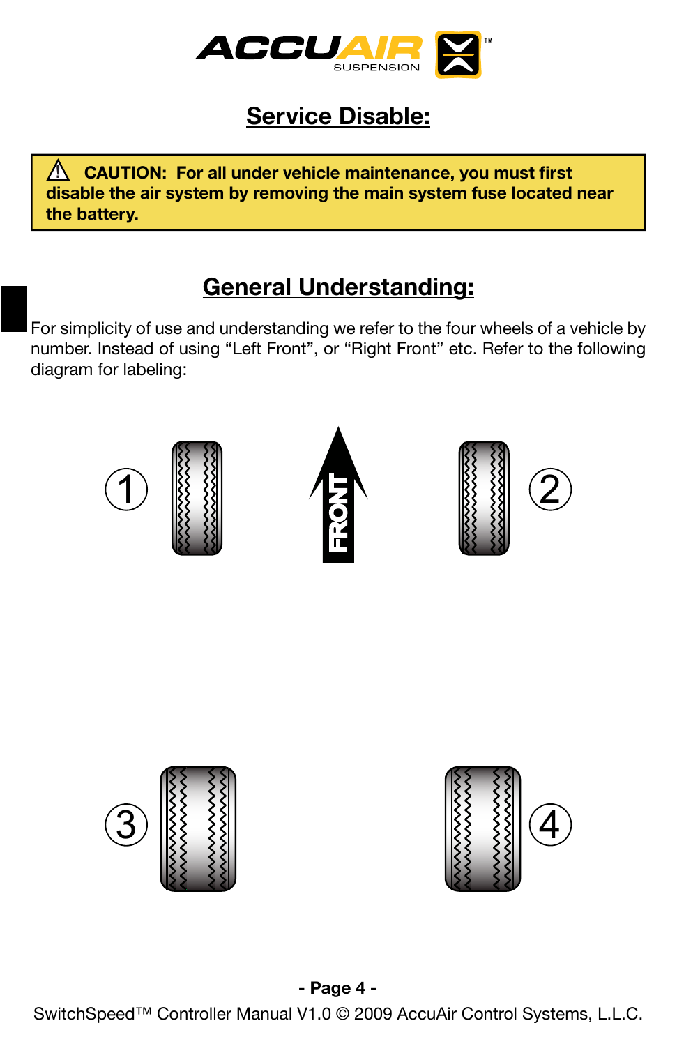## Service Disable:

> ⚠ **CAUTION: For all under vehicle maintenance, you must first disable the air system by removing the main system fuse located near the battery.**

## General Understanding:

For simplicity of use and understanding we refer to the four wheels of a vehicle by number. Instead of using “Left Front”, or “Right Front” etc. Refer to the following diagram for labeling:

1 FRONT 2

3 4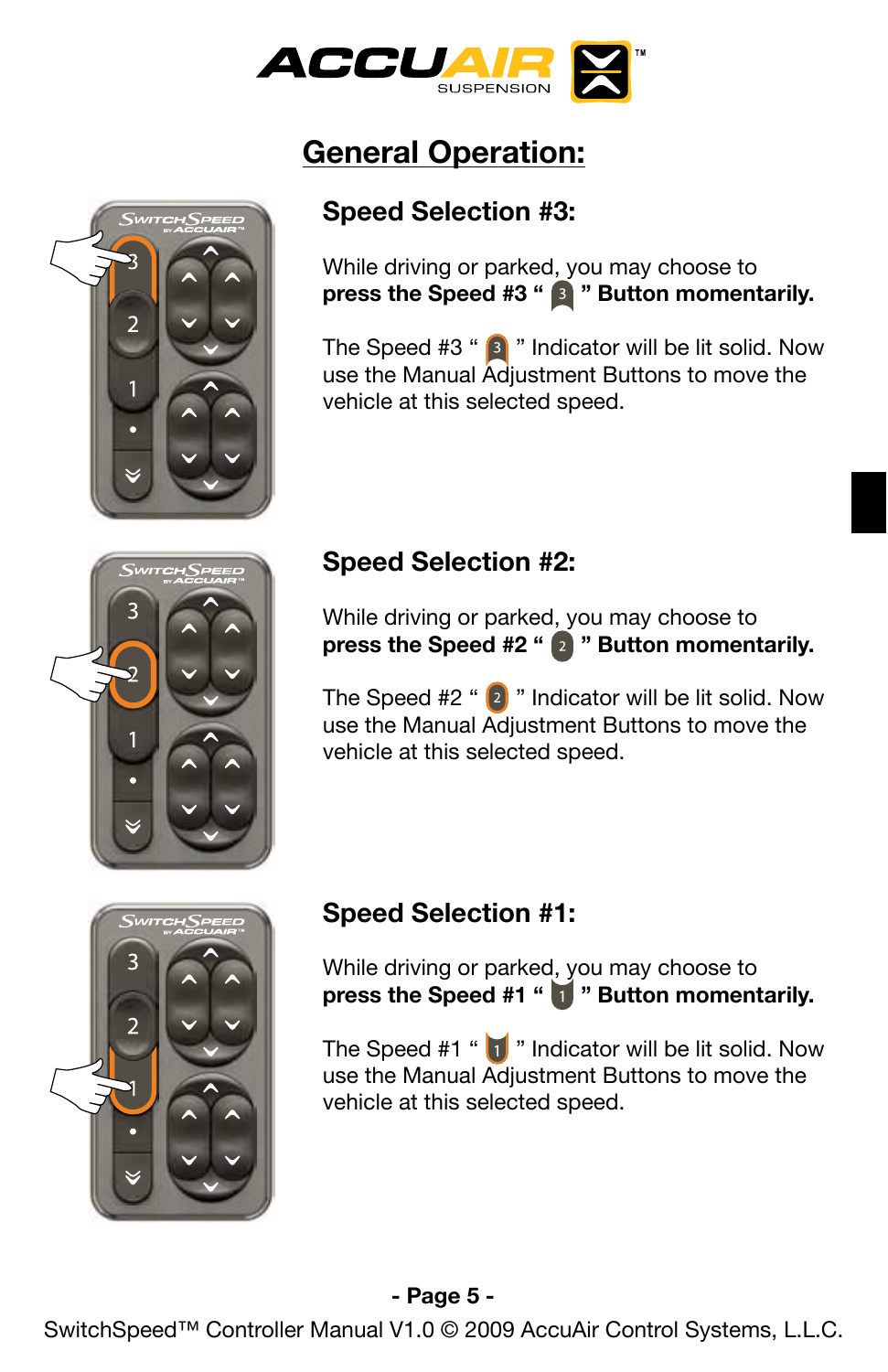## General Operation:

### Speed Selection #3:

While driving or parked, you may choose to **press the Speed #3 " 3 " Button momentarily.**

The Speed #3 " 3 " Indicator will be lit solid. Now use the Manual Adjustment Buttons to move the vehicle at this selected speed.

### Speed Selection #2:

While driving or parked, you may choose to **press the Speed #2 " 2 " Button momentarily.**

The Speed #2 " 2 " Indicator will be lit solid. Now use the Manual Adjustment Buttons to move the vehicle at this selected speed.

### Speed Selection #1:

While driving or parked, you may choose to **press the Speed #1 " 1 " Button momentarily.**

The Speed #1 " 1 " Indicator will be lit solid. Now use the Manual Adjustment Buttons to move the vehicle at this selected speed.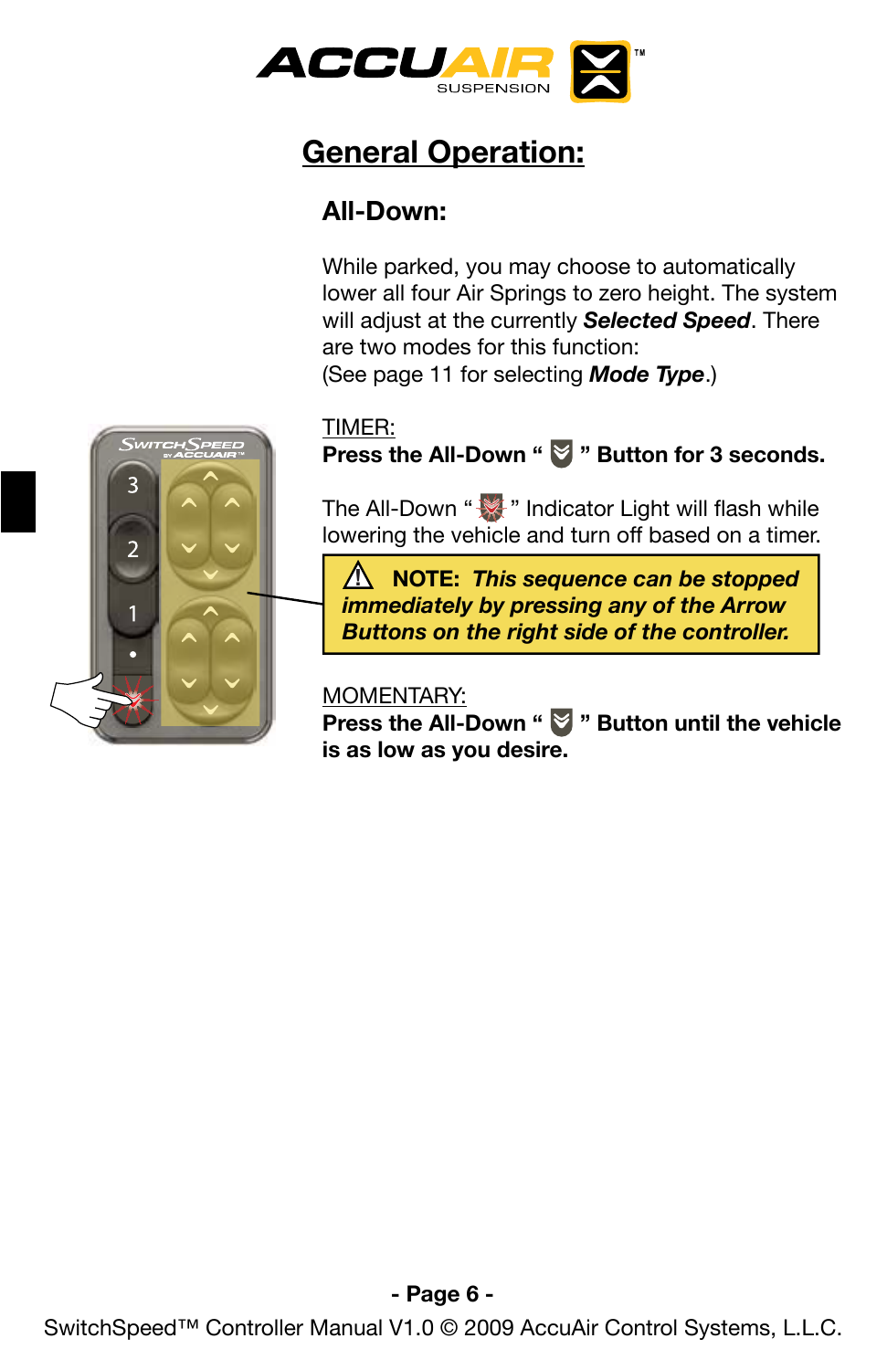# General Operation:

## All-Down:

While parked, you may choose to automatically lower all four Air Springs to zero height. The system will adjust at the currently ***Selected Speed***. There are two modes for this function:
(See page 11 for selecting ***Mode Type***.)

TIMER:
**Press the All-Down " " Button for 3 seconds.**

The All-Down " " Indicator Light will flash while lowering the vehicle and turn off based on a timer.

> ⚠ **NOTE:** ***This sequence can be stopped immediately by pressing any of the Arrow Buttons on the right side of the controller.***

MOMENTARY:
**Press the All-Down " " Button until the vehicle is as low as you desire.**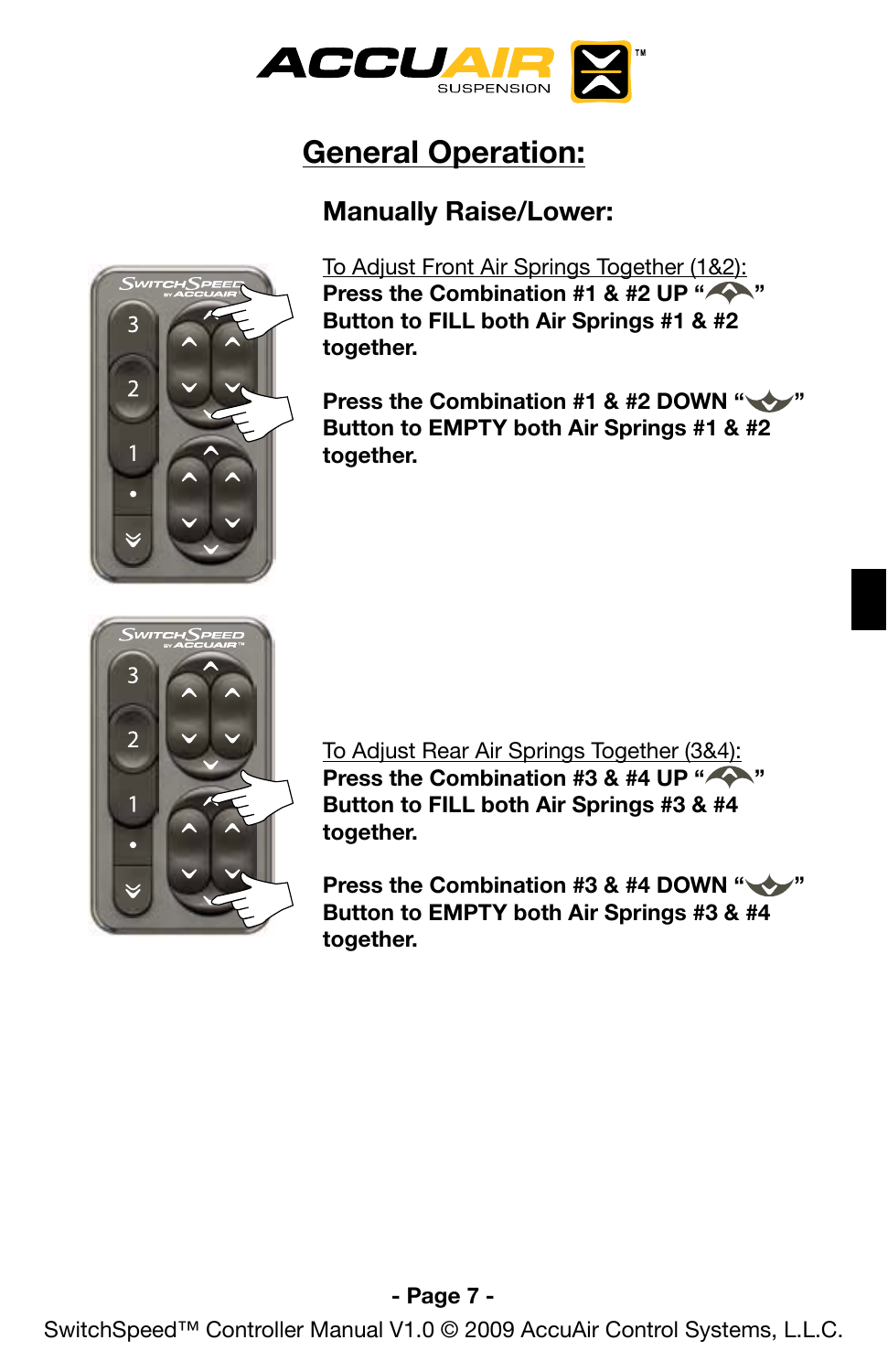## General Operation:

### Manually Raise/Lower:

To Adjust Front Air Springs Together (1&2):

**Press the Combination #1 & #2 UP "^" Button to FILL both Air Springs #1 & #2 together.**

**Press the Combination #1 & #2 DOWN "v" Button to EMPTY both Air Springs #1 & #2 together.**

To Adjust Rear Air Springs Together (3&4):

**Press the Combination #3 & #4 UP "^" Button to FILL both Air Springs #3 & #4 together.**

**Press the Combination #3 & #4 DOWN "v" Button to EMPTY both Air Springs #3 & #4 together.**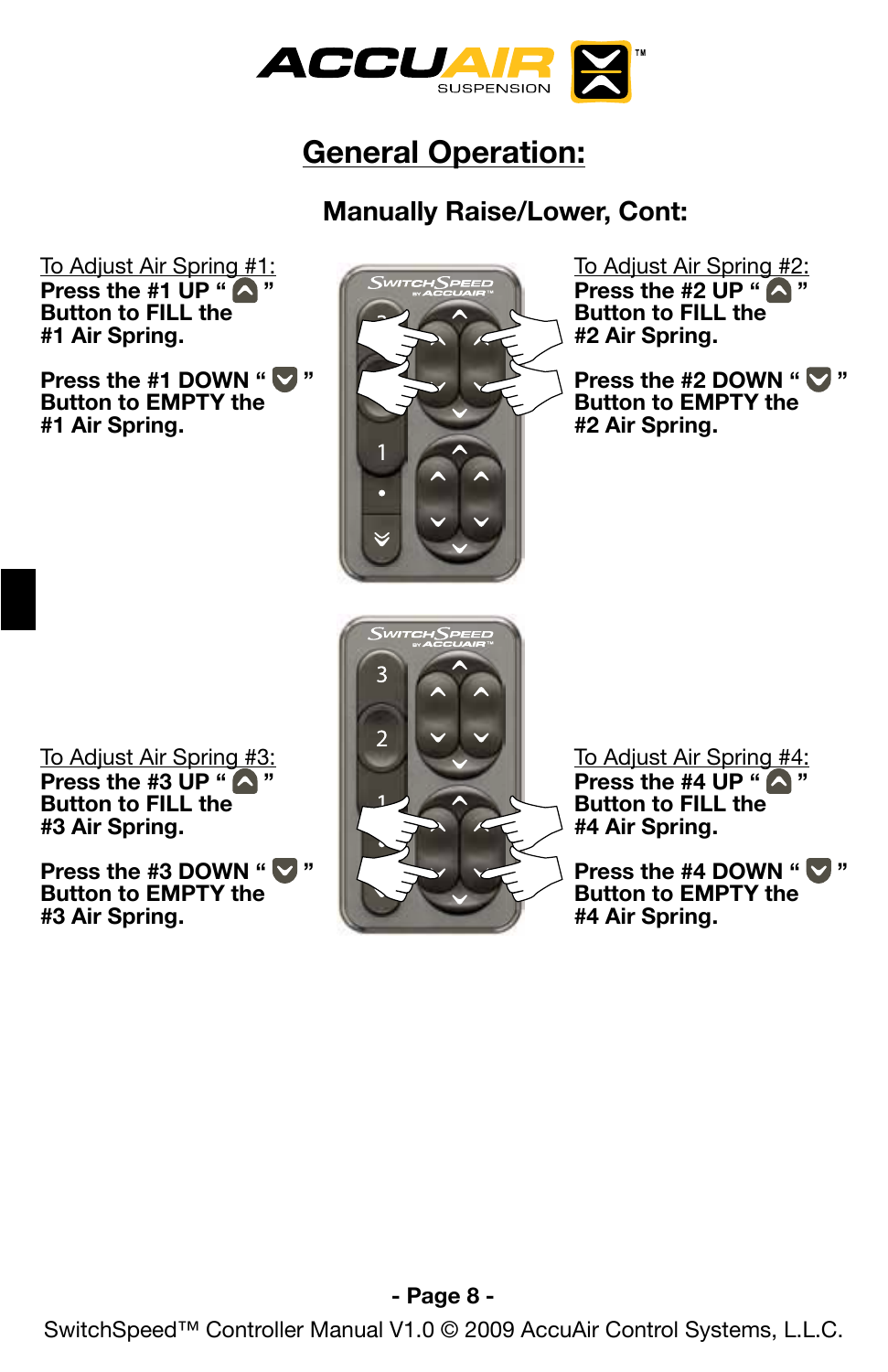## General Operation:

### Manually Raise/Lower, Cont:

To Adjust Air Spring #1:
**Press the #1 UP “ ” Button to FILL the #1 Air Spring.**

**Press the #1 DOWN “ ” Button to EMPTY the #1 Air Spring.**

To Adjust Air Spring #2:
**Press the #2 UP “ ” Button to FILL the #2 Air Spring.**

**Press the #2 DOWN “ ” Button to EMPTY the #2 Air Spring.**

To Adjust Air Spring #3:
**Press the #3 UP “ ” Button to FILL the #3 Air Spring.**

**Press the #3 DOWN “ ” Button to EMPTY the #3 Air Spring.**

To Adjust Air Spring #4:
**Press the #4 UP “ ” Button to FILL the #4 Air Spring.**

**Press the #4 DOWN “ ” Button to EMPTY the #4 Air Spring.**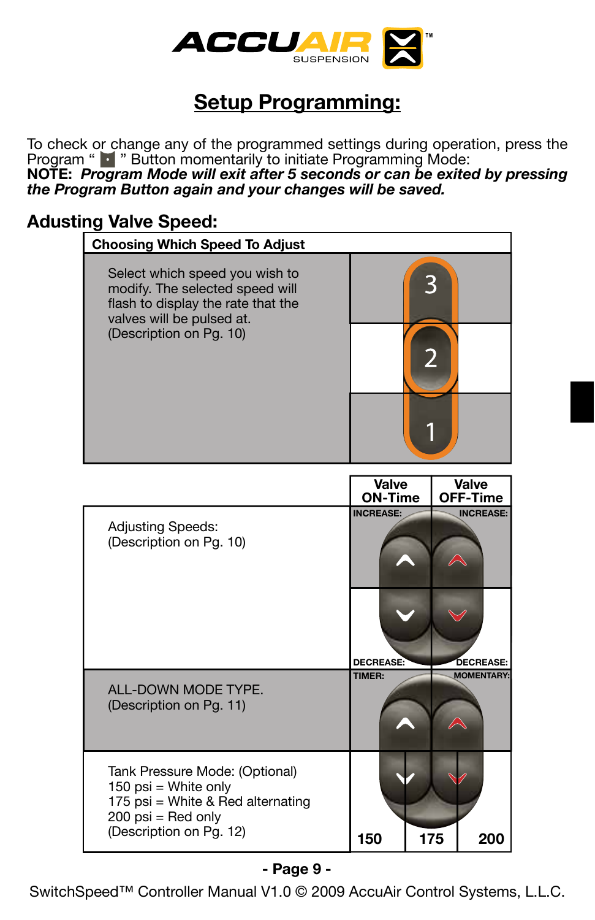## Setup Programming:

To check or change any of the programmed settings during operation, press the Program " ▪ " Button momentarily to initiate Programming Mode:
**NOTE:** ***Program Mode will exit after 5 seconds or can be exited by pressing the Program Button again and your changes will be saved.***

### Adusting Valve Speed:

**Choosing Which Speed To Adjust**

Select which speed you wish to modify. The selected speed will flash to display the rate that the valves will be pulsed at.
(Description on Pg. 10)

3

2

1

| | Valve ON-Time | Valve OFF-Time |
|---|---|---|
| Adjusting Speeds: (Description on Pg. 10) | INCREASE: / DECREASE: | INCREASE: / DECREASE: |
| ALL-DOWN MODE TYPE. (Description on Pg. 11) | TIMER: | MOMENTARY: |

Tank Pressure Mode: (Optional)
150 psi = White only
175 psi = White & Red alternating
200 psi = Red only
(Description on Pg. 12)

| 150 | 175 | 200 |
|---|---|---|

- Page 9 -

SwitchSpeed™ Controller Manual V1.0 © 2009 AccuAir Control Systems, L.L.C.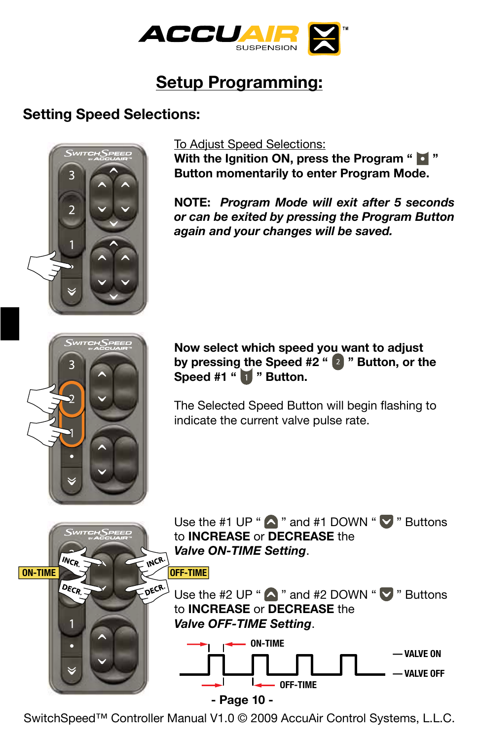# Setup Programming:

## Setting Speed Selections:

To Adjust Speed Selections:

**With the Ignition ON, press the Program " • " Button momentarily to enter Program Mode.**

**NOTE:** ***Program Mode will exit after 5 seconds or can be exited by pressing the Program Button again and your changes will be saved.***

**Now select which speed you want to adjust by pressing the Speed #2 " 2 " Button, or the Speed #1 " 1 " Button.**

The Selected Speed Button will begin flashing to indicate the current valve pulse rate.

Use the #1 UP " ^ " and #1 DOWN " v " Buttons to **INCREASE** or **DECREASE** the ***Valve ON-TIME Setting***.

Use the #2 UP " ^ " and #2 DOWN " v " Buttons to **INCREASE** or **DECREASE** the ***Valve OFF-TIME Setting***.

ON-TIME — VALVE ON — VALVE OFF — OFF-TIME

SwitchSpeed™ Controller Manual V1.0 © 2009 AccuAir Control Systems, L.L.C.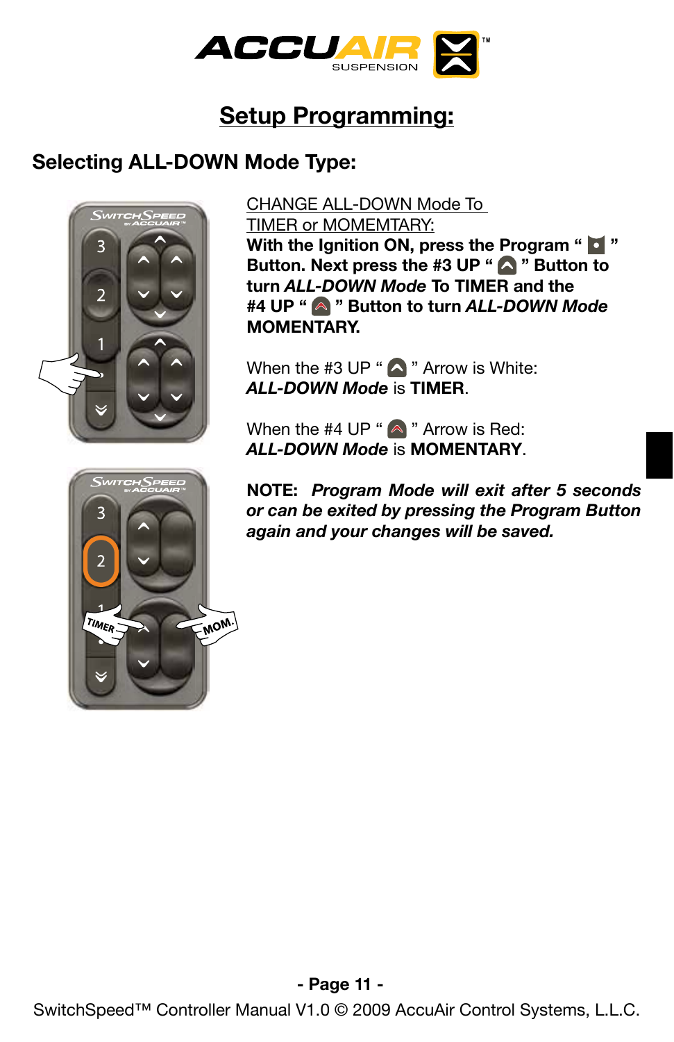# Setup Programming:

## Selecting ALL-DOWN Mode Type:

CHANGE ALL-DOWN Mode To TIMER or MOMEMTARY:

**With the Ignition ON, press the Program " " Button. Next press the #3 UP " " Button to turn *ALL-DOWN Mode* To TIMER and the #4 UP " " Button to turn *ALL-DOWN Mode* MOMENTARY.**

When the #3 UP " " Arrow is White:
***ALL-DOWN Mode*** is **TIMER**.

When the #4 UP " " Arrow is Red:
***ALL-DOWN Mode*** is **MOMENTARY**.

**NOTE:** ***Program Mode will exit after 5 seconds or can be exited by pressing the Program Button again and your changes will be saved.***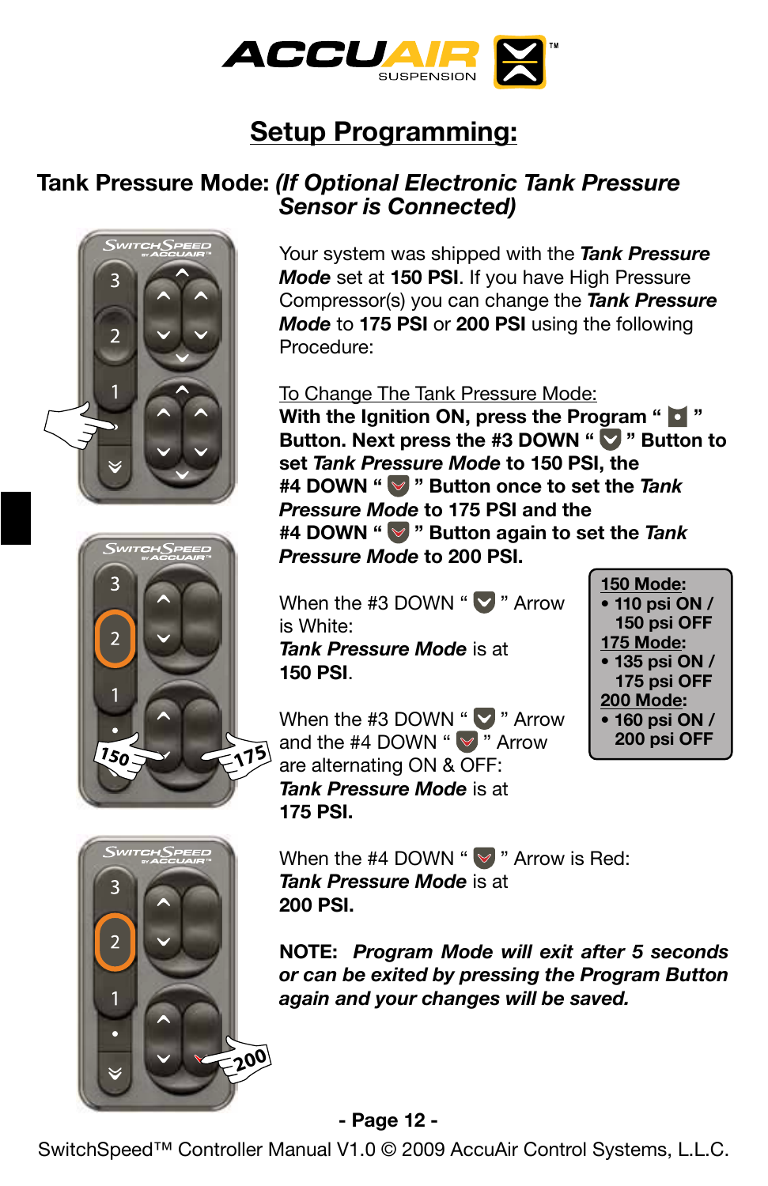# Setup Programming:

## Tank Pressure Mode: *(If Optional Electronic Tank Pressure Sensor is Connected)*

Your system was shipped with the ***Tank Pressure Mode*** set at **150 PSI**. If you have High Pressure Compressor(s) you can change the ***Tank Pressure Mode*** to **175 PSI** or **200 PSI** using the following Procedure:

To Change The Tank Pressure Mode:

**With the Ignition ON, press the Program " " Button. Next press the #3 DOWN " " Button to set *Tank Pressure Mode* to 150 PSI, the #4 DOWN " " Button once to set the *Tank Pressure Mode* to 175 PSI and the #4 DOWN " " Button again to set the *Tank Pressure Mode* to 200 PSI.**

When the #3 DOWN " " Arrow is White:
***Tank Pressure Mode*** is at **150 PSI**.

When the #3 DOWN " " Arrow and the #4 DOWN " " Arrow are alternating ON & OFF:
***Tank Pressure Mode*** is at **175 PSI.**

**150 Mode:**
- **110 psi ON / 150 psi OFF**

**175 Mode:**
- **135 psi ON / 175 psi OFF**

**200 Mode:**
- **160 psi ON / 200 psi OFF**

When the #4 DOWN " " Arrow is Red:
***Tank Pressure Mode*** is at **200 PSI.**

**NOTE:** ***Program Mode will exit after 5 seconds or can be exited by pressing the Program Button again and your changes will be saved.***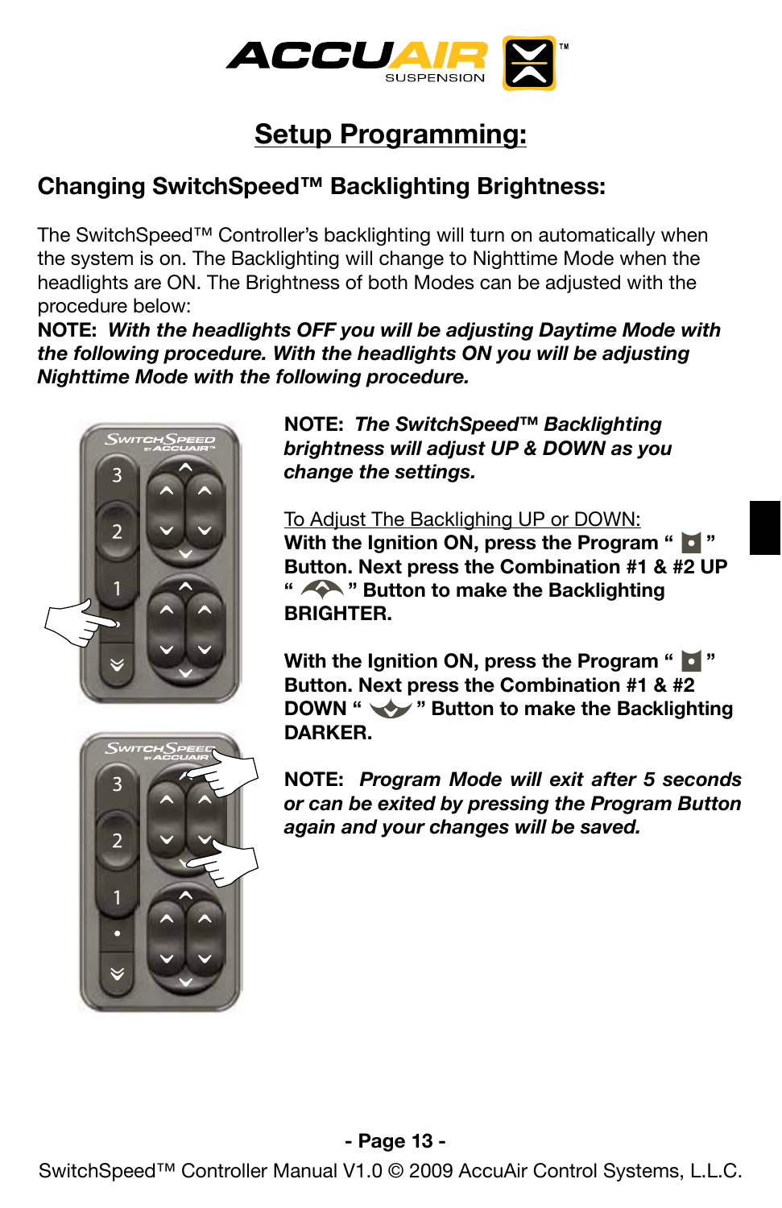# Setup Programming:

## Changing SwitchSpeed™ Backlighting Brightness:

The SwitchSpeed™ Controller's backlighting will turn on automatically when the system is on. The Backlighting will change to Nighttime Mode when the headlights are ON. The Brightness of both Modes can be adjusted with the procedure below:

**NOTE:** ***With the headlights OFF you will be adjusting Daytime Mode with the following procedure. With the headlights ON you will be adjusting Nighttime Mode with the following procedure.***

**NOTE:** ***The SwitchSpeed™ Backlighting brightness will adjust UP & DOWN as you change the settings.***

To Adjust The Backlighing UP or DOWN:

**With the Ignition ON, press the Program " " Button. Next press the Combination #1 & #2 UP " " Button to make the Backlighting BRIGHTER.**

**With the Ignition ON, press the Program " " Button. Next press the Combination #1 & #2 DOWN " " Button to make the Backlighting DARKER.**

**NOTE:** ***Program Mode will exit after 5 seconds or can be exited by pressing the Program Button again and your changes will be saved.***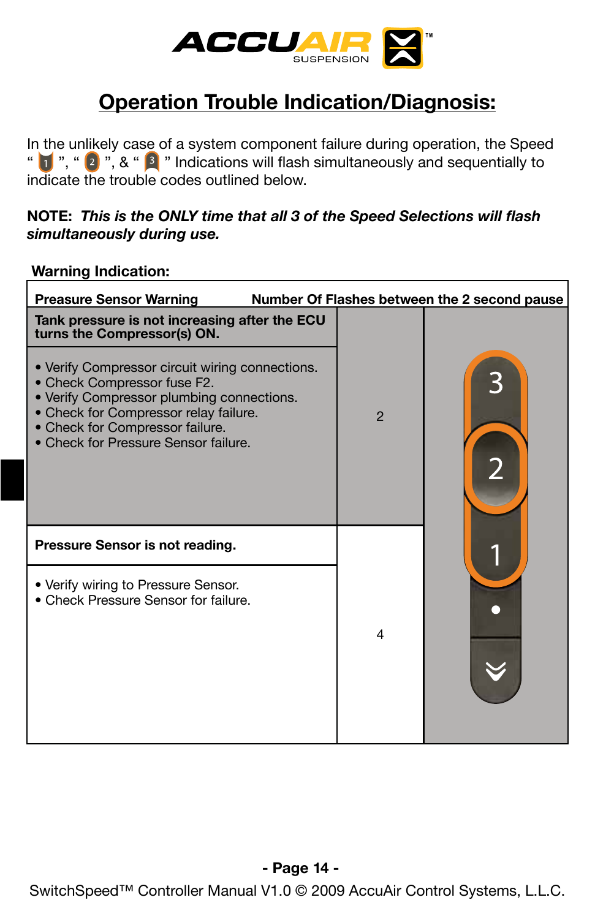# Operation Trouble Indication/Diagnosis:

In the unlikely case of a system component failure during operation, the Speed "1", "2", & "3" Indications will flash simultaneously and sequentially to indicate the trouble codes outlined below.

**NOTE:** ***This is the ONLY time that all 3 of the Speed Selections will flash simultaneously during use.***

**Warning Indication:**

| Preasure Sensor Warning | Number Of Flashes between the 2 second pause |
|---|---|
| **Tank pressure is not increasing after the ECU turns the Compressor(s) ON.**<br>• Verify Compressor circuit wiring connections.<br>• Check Compressor fuse F2.<br>• Verify Compressor plumbing connections.<br>• Check for Compressor relay failure.<br>• Check for Compressor failure.<br>• Check for Pressure Sensor failure. | 2 |
| **Pressure Sensor is not reading.**<br>• Verify wiring to Pressure Sensor.<br>• Check Pressure Sensor for failure. | 4 |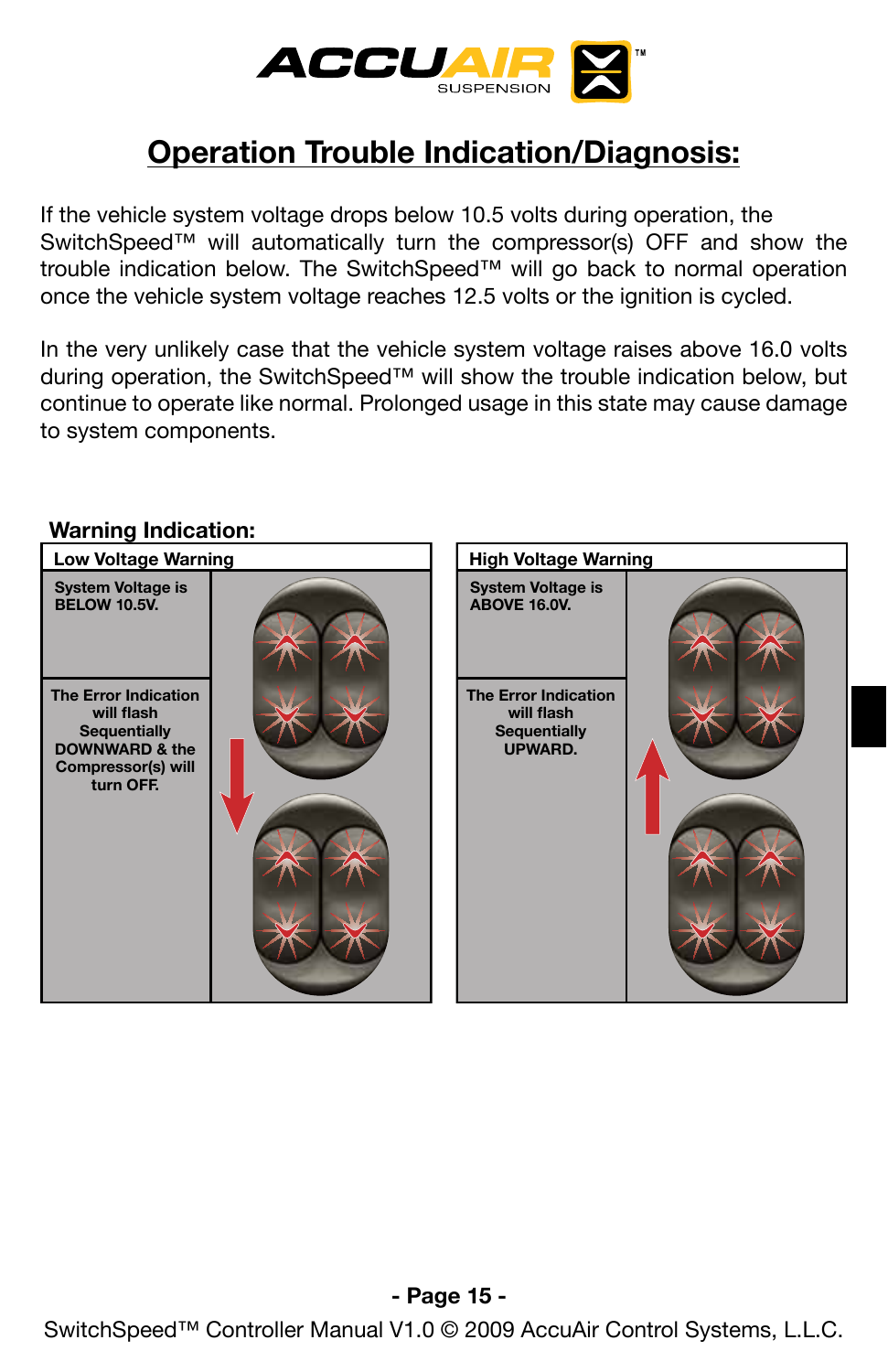## Operation Trouble Indication/Diagnosis:

If the vehicle system voltage drops below 10.5 volts during operation, the SwitchSpeed™ will automatically turn the compressor(s) OFF and show the trouble indication below. The SwitchSpeed™ will go back to normal operation once the vehicle system voltage reaches 12.5 volts or the ignition is cycled.

In the very unlikely case that the vehicle system voltage raises above 16.0 volts during operation, the SwitchSpeed™ will show the trouble indication below, but continue to operate like normal. Prolonged usage in this state may cause damage to system components.

### Warning Indication:

| Low Voltage Warning | High Voltage Warning |
| --- | --- |
| **System Voltage is BELOW 10.5V.** | **System Voltage is ABOVE 16.0V.** |
| **The Error Indication will flash Sequentially DOWNWARD & the Compressor(s) will turn OFF.** | **The Error Indication will flash Sequentially UPWARD.** |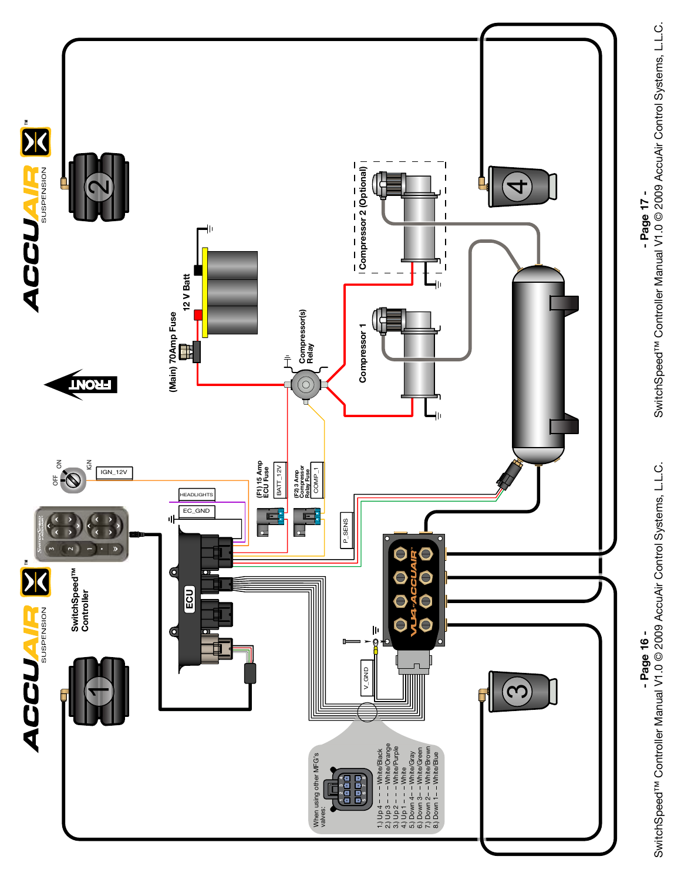ACCUAIR SUSPENSION

SwitchSpeed™ Controller

ECU

FRONT

OFF ON IGN

IGN_12V

HEADLIGHTS

EC_GND

(F1) 15 Amp ECU Fuse

BATT_12V

(F2) 3 Amp Compressor Relay Fuse

COMP_1

P_SENS

V_GND

(Main) 70Amp Fuse

12 V Batt

Compressor(s) Relay

Compressor 1

Compressor 2 (Optional)

VU4 ACCUAIR

1

2

3

4

When using other MFG's valves:

1.) Up 4 - - - White/Black
2.) Up 3 - - - White/Orange
3.) Up 2 - - - White/Purple
4.) Up 1 - - - White
5.) Down 4 - - White/Gray
6.) Down 3 - - White/Green
7.) Down 2 - - White/Brown
8.) Down 1 - - White/Blue